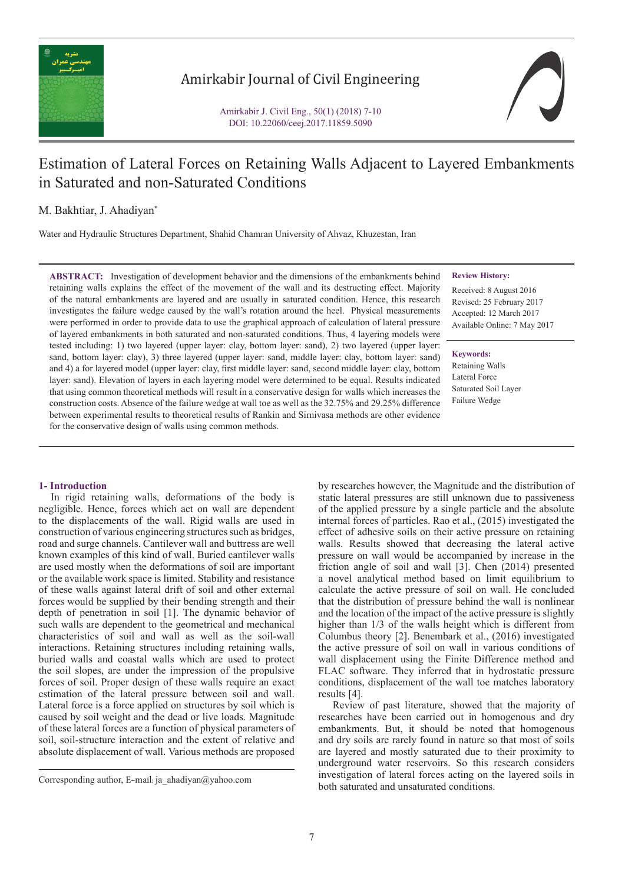# Estimation of Lateral Forces on Retaining Walls Adjacent to Layered Embankments in Saturated and non-Saturated Conditions

M. Bakhtiar, J. Ahadiyan*

Water and Hydraulic Structures Department, Shahid Chamran University of Ahvaz, Khuzestan, Iran

**ABSTRACT:** Investigation of development behavior and the dimensions of the embankments behind retaining walls explains the effect of the movement of the wall and its destructing effect. Majority of the natural embankments are layered and are usually in saturated condition. Hence, this research investigates the failure wedge caused by the wall's rotation around the heel. Physical measurements were performed in order to provide data to use the graphical approach of calculation of lateral pressure of layered embankments in both saturated and non-saturated conditions. Thus, 4 layering models were tested including: 1) two layered (upper layer: clay, bottom layer: sand), 2) two layered (upper layer: sand, bottom layer: clay), 3) three layered (upper layer: sand, middle layer: clay, bottom layer: sand) and 4) a for layered model (upper layer: clay, first middle layer: sand, second middle layer: clay, bottom layer: sand). Elevation of layers in each layering model were determined to be equal. Results indicated that using common theoretical methods will result in a conservative design for walls which increases the construction costs. Absence of the failure wedge at wall toe as well as the 32.75% and 29.25% difference between experimental results to theoretical results of Rankin and Sirnivasa methods are other evidence for the conservative design of walls using common methods.

**Review History:**

Received: 8 August 2016
Revised: 25 February 2017
Accepted: 12 March 2017
Available Online: 7 May 2017

**Keywords:**

Retaining Walls
Lateral Force
Saturated Soil Layer
Failure Wedge

## 1- Introduction

In rigid retaining walls, deformations of the body is negligible. Hence, forces which act on wall are dependent to the displacements of the wall. Rigid walls are used in construction of various engineering structures such as bridges, road and surge channels. Cantilever wall and buttress are well known examples of this kind of wall. Buried cantilever walls are used mostly when the deformations of soil are important or the available work space is limited. Stability and resistance of these walls against lateral drift of soil and other external forces would be supplied by their bending strength and their depth of penetration in soil [1]. The dynamic behavior of such walls are dependent to the geometrical and mechanical characteristics of soil and wall as well as the soil-wall interactions. Retaining structures including retaining walls, buried walls and coastal walls which are used to protect the soil slopes, are under the impression of the propulsive forces of soil. Proper design of these walls require an exact estimation of the lateral pressure between soil and wall. Lateral force is a force applied on structures by soil which is caused by soil weight and the dead or live loads. Magnitude of these lateral forces are a function of physical parameters of soil, soil-structure interaction and the extent of relative and absolute displacement of wall. Various methods are proposed by researches however, the Magnitude and the distribution of static lateral pressures are still unknown due to passiveness of the applied pressure by a single particle and the absolute internal forces of particles. Rao et al., (2015) investigated the effect of adhesive soils on their active pressure on retaining walls. Results showed that decreasing the lateral active pressure on wall would be accompanied by increase in the friction angle of soil and wall [3]. Chen (2014) presented a novel analytical method based on limit equilibrium to calculate the active pressure of soil on wall. He concluded that the distribution of pressure behind the wall is nonlinear and the location of the impact of the active pressure is slightly higher than 1/3 of the walls height which is different from Columbus theory [2]. Benembark et al., (2016) investigated the active pressure of soil on wall in various conditions of wall displacement using the Finite Difference method and FLAC software. They inferred that in hydrostatic pressure conditions, displacement of the wall toe matches laboratory results [4].

Review of past literature, showed that the majority of researches have been carried out in homogenous and dry embankments. But, it should be noted that homogenous and dry soils are rarely found in nature so that most of soils are layered and mostly saturated due to their proximity to underground water reservoirs. So this research considers investigation of lateral forces acting on the layered soils in both saturated and unsaturated conditions.

Corresponding author, E-mail: ja_ahadiyan@yahoo.com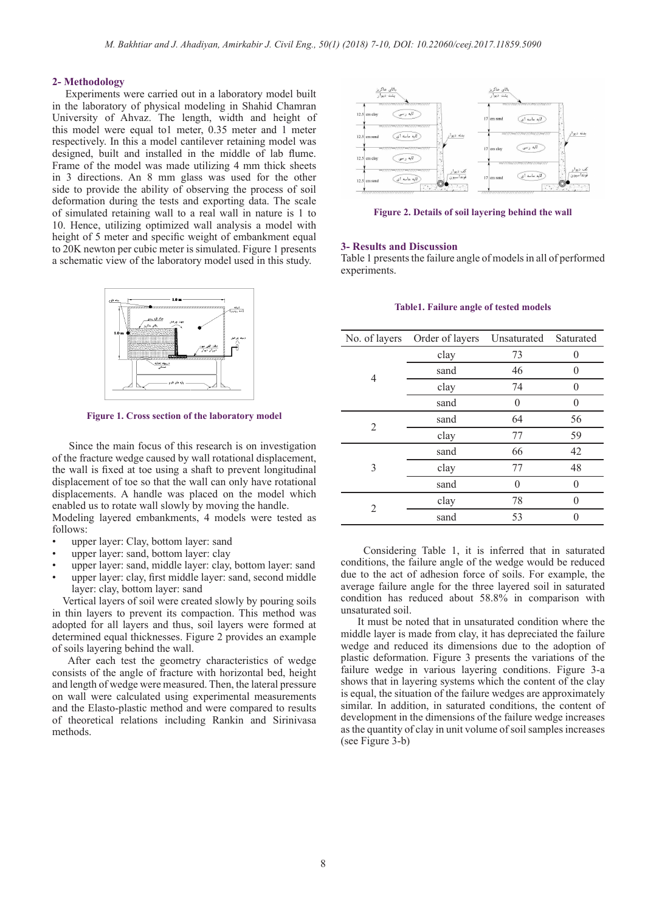## 2- Methodology

Experiments were carried out in a laboratory model built in the laboratory of physical modeling in Shahid Chamran University of Ahvaz. The length, width and height of this model were equal to1 meter, 0.35 meter and 1 meter respectively. In this a model cantilever retaining model was designed, built and installed in the middle of lab flume. Frame of the model was made utilizing 4 mm thick sheets in 3 directions. An 8 mm glass was used for the other side to provide the ability of observing the process of soil deformation during the tests and exporting data. The scale of simulated retaining wall to a real wall in nature is 1 to 10. Hence, utilizing optimized wall analysis a model with height of 5 meter and specific weight of embankment equal to 20K newton per cubic meter is simulated. Figure 1 presents a schematic view of the laboratory model used in this study.

**Figure 1. Cross section of the laboratory model**

Since the main focus of this research is on investigation of the fracture wedge caused by wall rotational displacement, the wall is fixed at toe using a shaft to prevent longitudinal displacement of toe so that the wall can only have rotational displacements. A handle was placed on the model which enabled us to rotate wall slowly by moving the handle.

Modeling layered embankments, 4 models were tested as follows:

- upper layer: Clay, bottom layer: sand
- upper layer: sand, bottom layer: clay
- upper layer: sand, middle layer: clay, bottom layer: sand
- upper layer: clay, first middle layer: sand, second middle layer: clay, bottom layer: sand

Vertical layers of soil were created slowly by pouring soils in thin layers to prevent its compaction. This method was adopted for all layers and thus, soil layers were formed at determined equal thicknesses. Figure 2 provides an example of soils layering behind the wall.

After each test the geometry characteristics of wedge consists of the angle of fracture with horizontal bed, height and length of wedge were measured. Then, the lateral pressure on wall were calculated using experimental measurements and the Elasto-plastic method and were compared to results of theoretical relations including Rankin and Sirinivasa methods.

**Figure 2. Details of soil layering behind the wall**

## 3- Results and Discussion

Table 1 presents the failure angle of models in all of performed experiments.

**Table1. Failure angle of tested models**

| No. of layers | Order of layers | Unsaturated | Saturated |
|---|---|---|---|
| 4 | clay | 73 | 0 |
| | sand | 46 | 0 |
| | clay | 74 | 0 |
| | sand | 0 | 0 |
| 2 | sand | 64 | 56 |
| | clay | 77 | 59 |
| 3 | sand | 66 | 42 |
| | clay | 77 | 48 |
| | sand | 0 | 0 |
| 2 | clay | 78 | 0 |
| | sand | 53 | 0 |

Considering Table 1, it is inferred that in saturated conditions, the failure angle of the wedge would be reduced due to the act of adhesion force of soils. For example, the average failure angle for the three layered soil in saturated condition has reduced about 58.8% in comparison with unsaturated soil.

It must be noted that in unsaturated condition where the middle layer is made from clay, it has depreciated the failure wedge and reduced its dimensions due to the adoption of plastic deformation. Figure 3 presents the variations of the failure wedge in various layering conditions. Figure 3-a shows that in layering systems which the content of the clay is equal, the situation of the failure wedges are approximately similar. In addition, in saturated conditions, the content of development in the dimensions of the failure wedge increases as the quantity of clay in unit volume of soil samples increases (see Figure 3-b)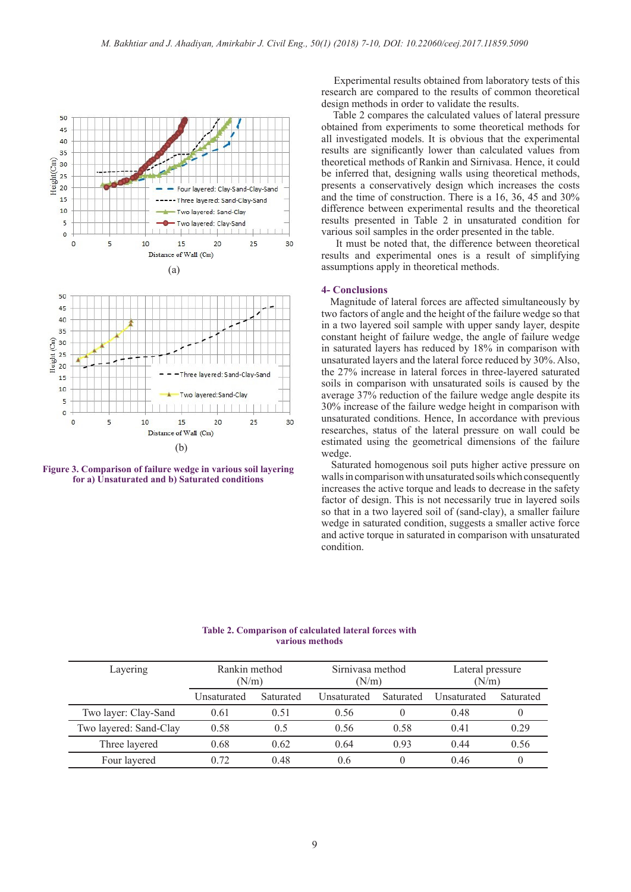Figure 3. Comparison of failure wedge in various soil layering for a) Unsaturated and b) Saturated conditions

Experimental results obtained from laboratory tests of this research are compared to the results of common theoretical design methods in order to validate the results.

Table 2 compares the calculated values of lateral pressure obtained from experiments to some theoretical methods for all investigated models. It is obvious that the experimental results are significantly lower than calculated values from theoretical methods of Rankin and Sirnivasa. Hence, it could be inferred that, designing walls using theoretical methods, presents a conservatively design which increases the costs and the time of construction. There is a 16, 36, 45 and 30% difference between experimental results and the theoretical results presented in Table 2 in unsaturated condition for various soil samples in the order presented in the table.

It must be noted that, the difference between theoretical results and experimental ones is a result of simplifying assumptions apply in theoretical methods.

## 4- Conclusions

Magnitude of lateral forces are affected simultaneously by two factors of angle and the height of the failure wedge so that in a two layered soil sample with upper sandy layer, despite constant height of failure wedge, the angle of failure wedge in saturated layers has reduced by 18% in comparison with unsaturated layers and the lateral force reduced by 30%. Also, the 27% increase in lateral forces in three-layered saturated soils in comparison with unsaturated soils is caused by the average 37% reduction of the failure wedge angle despite its 30% increase of the failure wedge height in comparison with unsaturated conditions. Hence, In accordance with previous researches, status of the lateral pressure on wall could be estimated using the geometrical dimensions of the failure wedge.

Saturated homogenous soil puts higher active pressure on walls in comparison with unsaturated soils which consequently increases the active torque and leads to decrease in the safety factor of design. This is not necessarily true in layered soils so that in a two layered soil of (sand-clay), a smaller failure wedge in saturated condition, suggests a smaller active force and active torque in saturated in comparison with unsaturated condition.

**Table 2. Comparison of calculated lateral forces with various methods**

| Layering | Rankin method (N/m) | | Sirnivasa method (N/m) | | Lateral pressure (N/m) | |
|---|---|---|---|---|---|---|
| | Unsaturated | Saturated | Unsaturated | Saturated | Unsaturated | Saturated |
| Two layer: Clay-Sand | 0.61 | 0.51 | 0.56 | 0 | 0.48 | 0 |
| Two layered: Sand-Clay | 0.58 | 0.5 | 0.56 | 0.58 | 0.41 | 0.29 |
| Three layered | 0.68 | 0.62 | 0.64 | 0.93 | 0.44 | 0.56 |
| Four layered | 0.72 | 0.48 | 0.6 | 0 | 0.46 | 0 |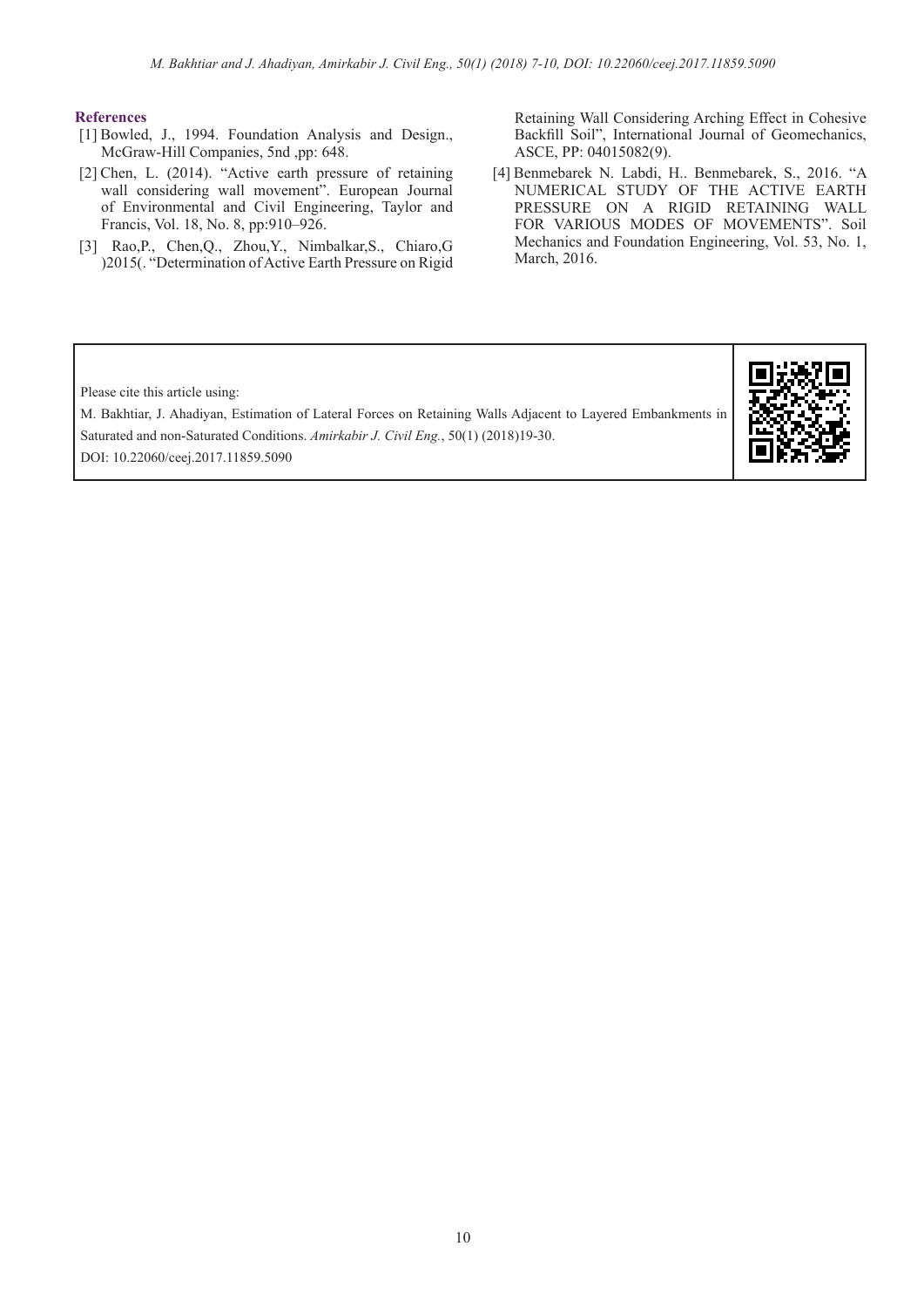### References

[1] Bowled, J., 1994. Foundation Analysis and Design., McGraw-Hill Companies, 5nd ,pp: 648.

[2] Chen, L. (2014). “Active earth pressure of retaining wall considering wall movement”. European Journal of Environmental and Civil Engineering, Taylor and Francis, Vol. 18, No. 8, pp:910–926.

[3] Rao,P., Chen,Q., Zhou,Y., Nimbalkar,S., Chiaro,G )2015(. “Determination of Active Earth Pressure on Rigid Retaining Wall Considering Arching Effect in Cohesive Backfill Soil”, International Journal of Geomechanics, ASCE, PP: 04015082(9).

[4] Benmebarek N. Labdi, H.. Benmebarek, S., 2016. “A NUMERICAL STUDY OF THE ACTIVE EARTH PRESSURE ON A RIGID RETAINING WALL FOR VARIOUS MODES OF MOVEMENTS”. Soil Mechanics and Foundation Engineering, Vol. 53, No. 1, March, 2016.

Please cite this article using:

M. Bakhtiar, J. Ahadiyan, Estimation of Lateral Forces on Retaining Walls Adjacent to Layered Embankments in Saturated and non-Saturated Conditions. *Amirkabir J. Civil Eng.*, 50(1) (2018)19-30.

DOI: 10.22060/ceej.2017.11859.5090